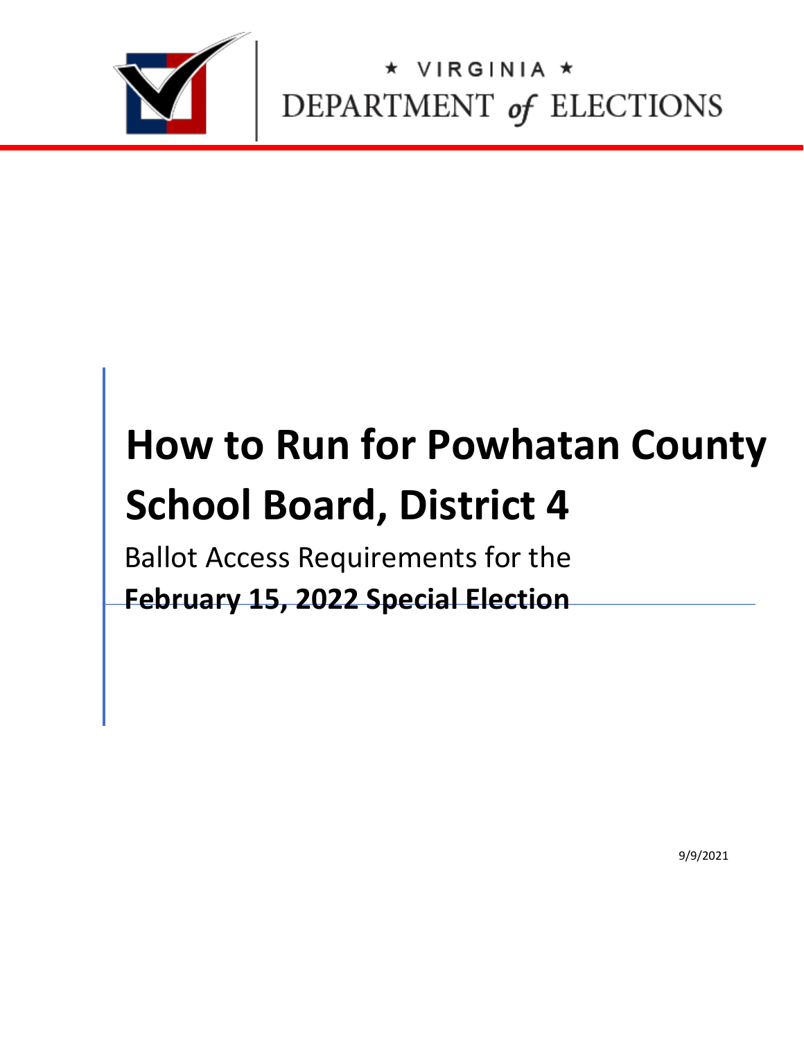★ VIRGINIA ★

DEPARTMENT *of* ELECTIONS

# How to Run for Powhatan County School Board, District 4

Ballot Access Requirements for the

**February 15, 2022 Special Election**

9/9/2021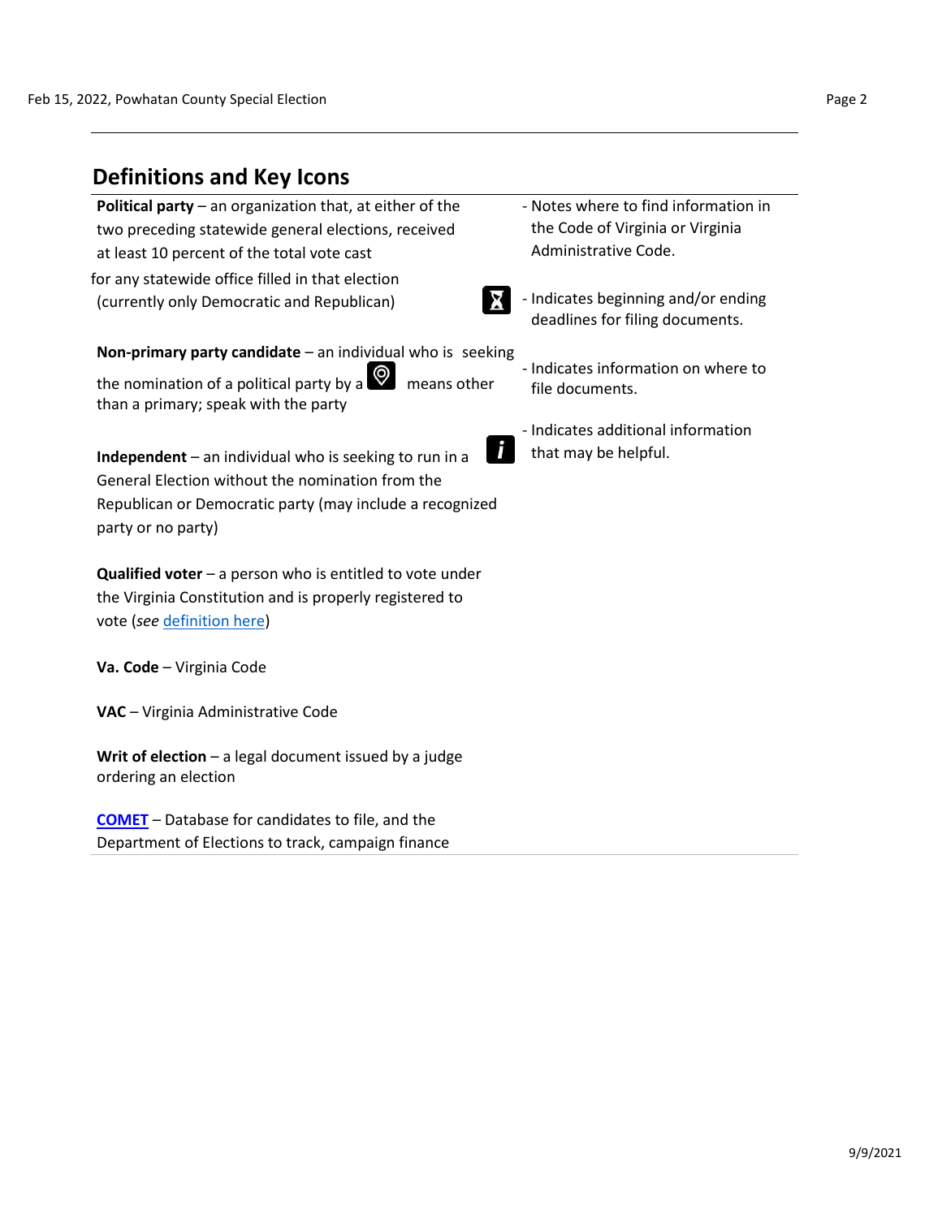## Definitions and Key Icons

**Political party** – an organization that, at either of the two preceding statewide general elections, received at least 10 percent of the total vote cast for any statewide office filled in that election (currently only Democratic and Republican)

**Non-primary party candidate** – an individual who is seeking the nomination of a political party by a means other than a primary; speak with the party

**Independent** – an individual who is seeking to run in a General Election without the nomination from the Republican or Democratic party (may include a recognized party or no party)

**Qualified voter** – a person who is entitled to vote under the Virginia Constitution and is properly registered to vote (*see* definition here)

**Va. Code** – Virginia Code

**VAC** – Virginia Administrative Code

**Writ of election** – a legal document issued by a judge ordering an election

**COMET** – Database for candidates to file, and the Department of Elections to track, campaign finance

- Notes where to find information in the Code of Virginia or Virginia Administrative Code.

- Indicates beginning and/or ending deadlines for filing documents.

- Indicates information on where to file documents.

- Indicates additional information that may be helpful.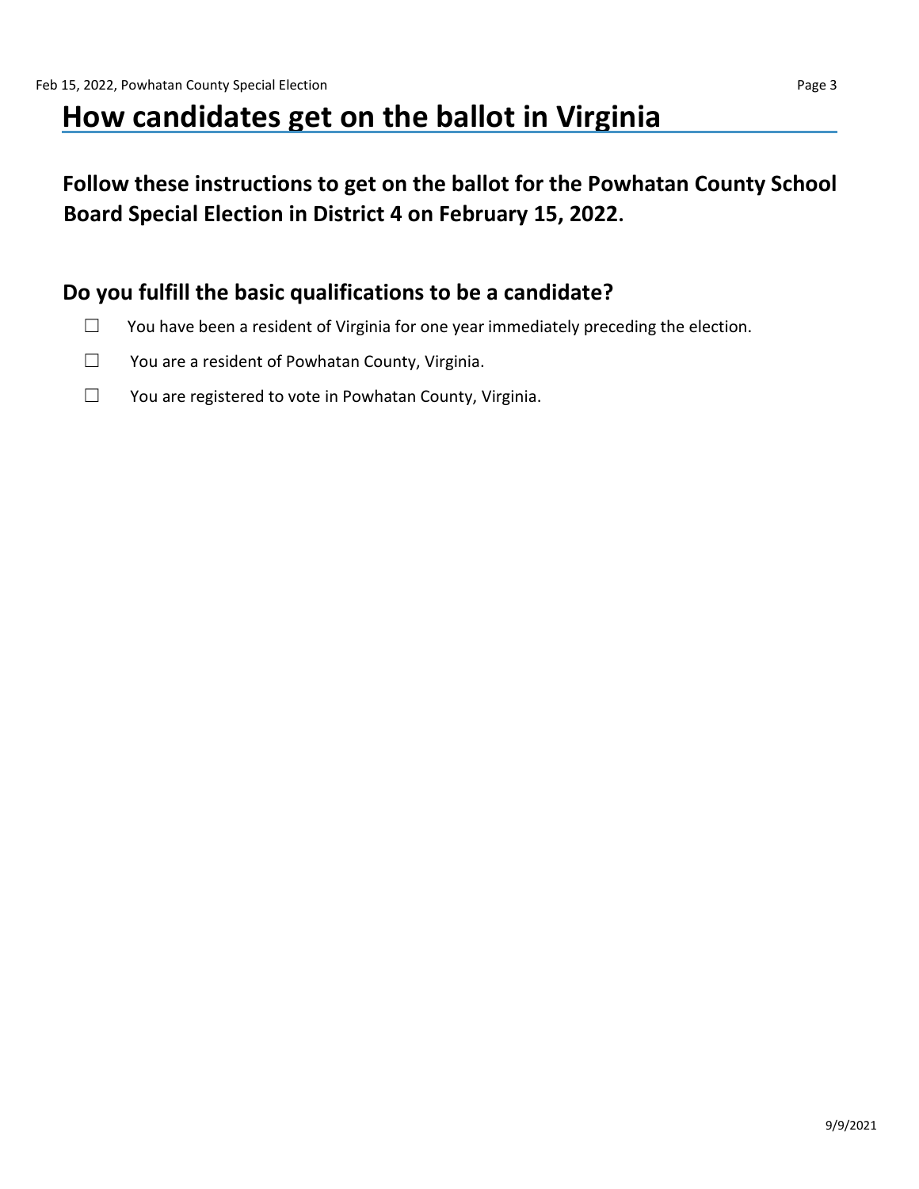# How candidates get on the ballot in Virginia

## Follow these instructions to get on the ballot for the Powhatan County School Board Special Election in District 4 on February 15, 2022.

## Do you fulfill the basic qualifications to be a candidate?

- ☐ You have been a resident of Virginia for one year immediately preceding the election.
- ☐ You are a resident of Powhatan County, Virginia.
- ☐ You are registered to vote in Powhatan County, Virginia.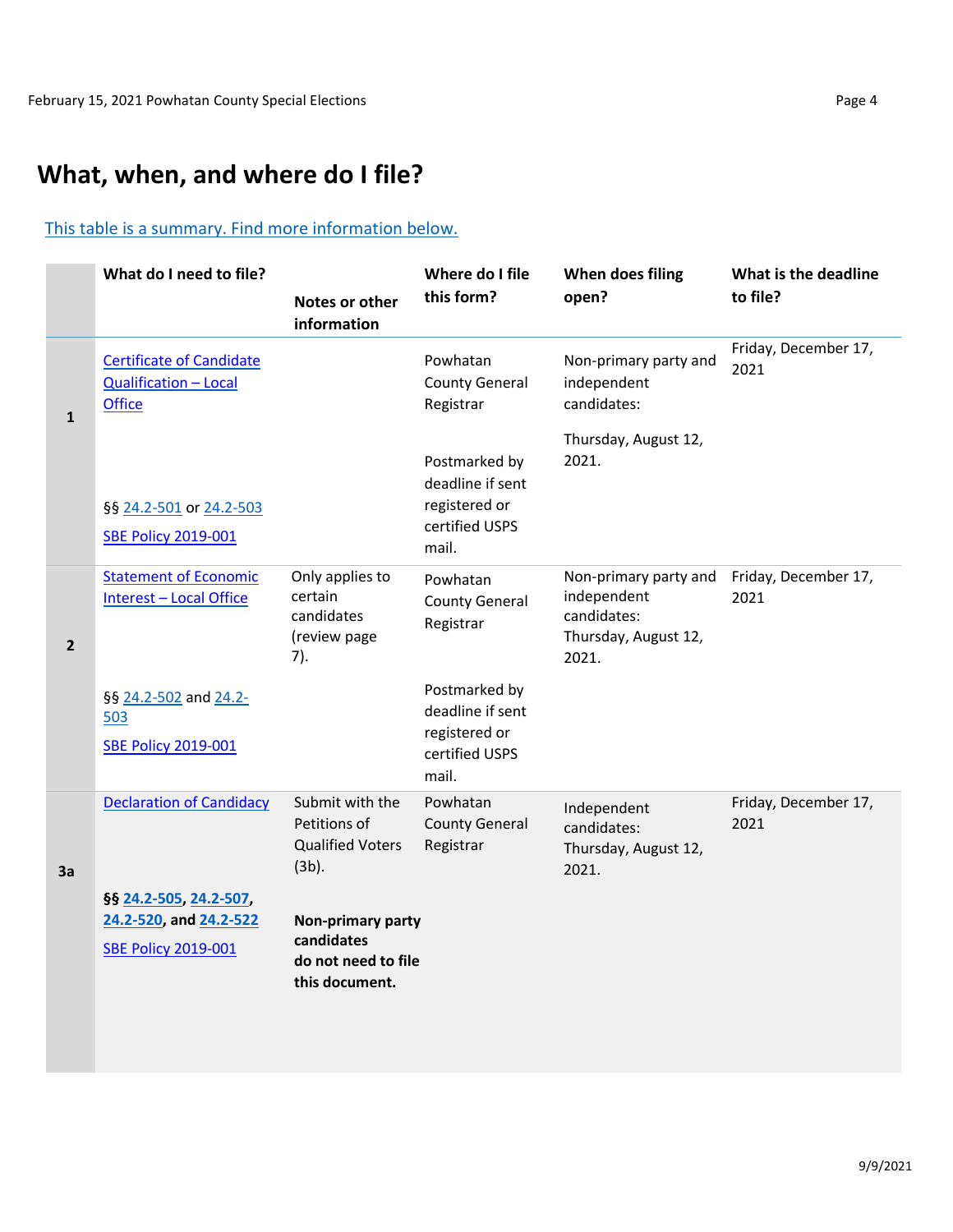# What, when, and where do I file?

This table is a summary. Find more information below.

| | What do I need to file? | Notes or other information | Where do I file this form? | When does filing open? | What is the deadline to file? |
|---|---|---|---|---|---|
| **1** | Certificate of Candidate Qualification – Local Office<br><br>§§ 24.2-501 or 24.2-503<br><br>SBE Policy 2019-001 | | Powhatan County General Registrar<br><br>Postmarked by deadline if sent registered or certified USPS mail. | Non-primary party and independent candidates:<br><br>Thursday, August 12, 2021. | Friday, December 17, 2021 |
| **2** | Statement of Economic Interest – Local Office<br><br>§§ 24.2-502 and 24.2-503<br><br>SBE Policy 2019-001 | Only applies to certain candidates (review page 7). | Powhatan County General Registrar<br><br>Postmarked by deadline if sent registered or certified USPS mail. | Non-primary party and independent candidates: Thursday, August 12, 2021. | Friday, December 17, 2021 |
| **3a** | Declaration of Candidacy<br><br>**§§ 24.2-505, 24.2-507, 24.2-520, and 24.2-522**<br><br>SBE Policy 2019-001 | Submit with the Petitions of Qualified Voters (3b).<br><br>**Non-primary party candidates do not need to file this document.** | Powhatan County General Registrar | Independent candidates: Thursday, August 12, 2021. | Friday, December 17, 2021 |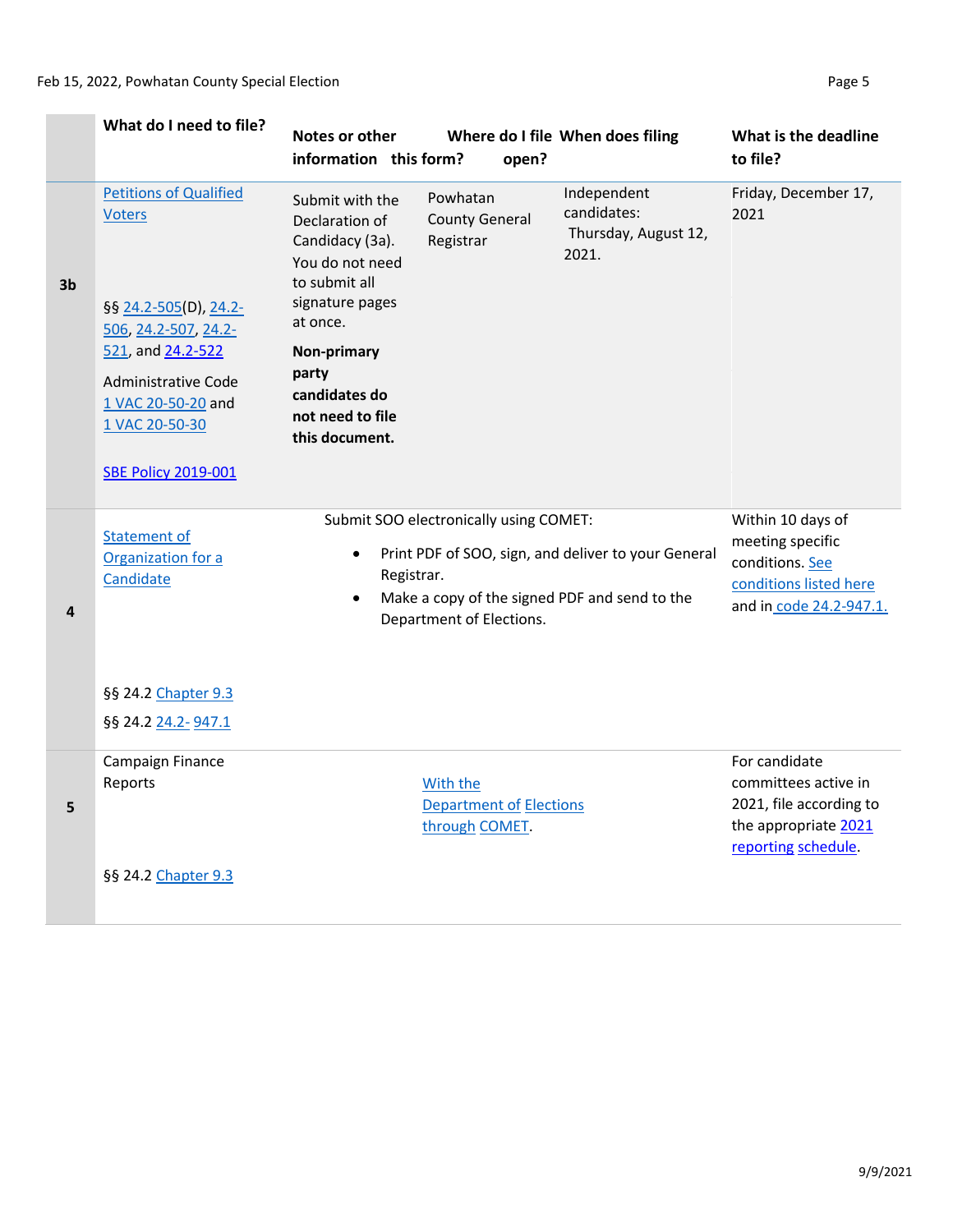| | What do I need to file? | Notes or other information | Where do I file this form? | When does filing open? | What is the deadline to file? |
|---|---|---|---|---|---|
| 3b | Petitions of Qualified Voters<br><br>§§ 24.2-505(D), 24.2-506, 24.2-507, 24.2-521, and 24.2-522<br><br>Administrative Code 1 VAC 20-50-20 and 1 VAC 20-50-30<br><br>SBE Policy 2019-001 | Submit with the Declaration of Candidacy (3a). You do not need to submit all signature pages at once.<br><br>**Non-primary party candidates do not need to file this document.** | Powhatan County General Registrar | Independent candidates: Thursday, August 12, 2021. | Friday, December 17, 2021 |
| 4 | Statement of Organization for a Candidate<br><br>§§ 24.2 Chapter 9.3<br><br>§§ 24.2 24.2- 947.1 | Submit SOO electronically using COMET:<br>• Print PDF of SOO, sign, and deliver to your General Registrar.<br>• Make a copy of the signed PDF and send to the Department of Elections. | | | Within 10 days of meeting specific conditions. See conditions listed here and in code 24.2-947.1. |
| 5 | Campaign Finance Reports<br><br>§§ 24.2 Chapter 9.3 | | With the Department of Elections through COMET. | | For candidate committees active in 2021, file according to the appropriate 2021 reporting schedule. |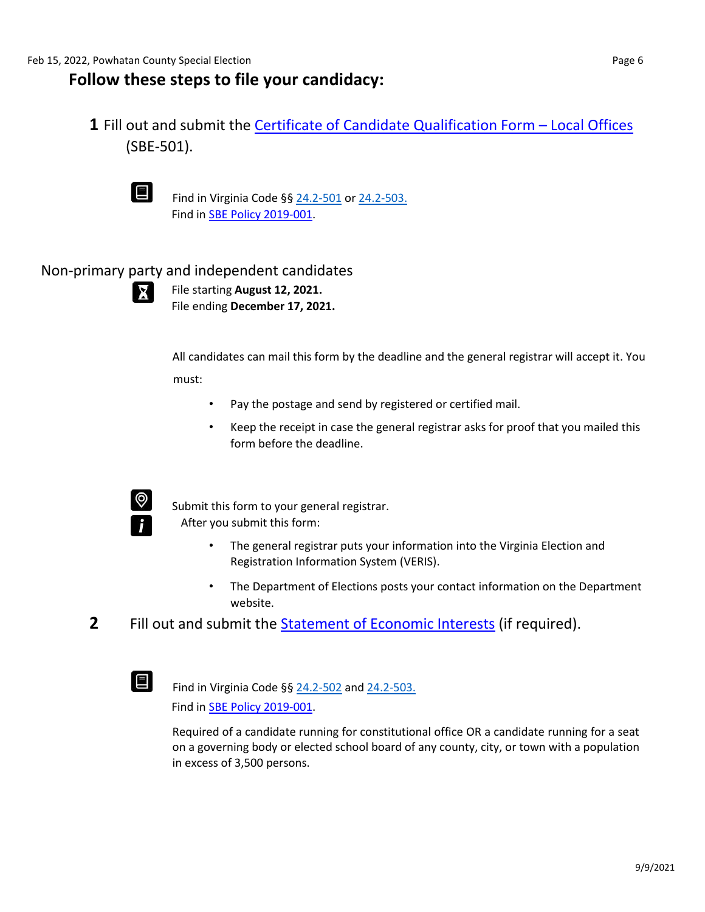## Follow these steps to file your candidacy:

**1** Fill out and submit the Certificate of Candidate Qualification Form – Local Offices (SBE-501).

Find in Virginia Code §§ 24.2-501 or 24.2-503.
Find in SBE Policy 2019-001.

### Non-primary party and independent candidates

File starting **August 12, 2021.**
File ending **December 17, 2021.**

All candidates can mail this form by the deadline and the general registrar will accept it. You must:

- Pay the postage and send by registered or certified mail.
- Keep the receipt in case the general registrar asks for proof that you mailed this form before the deadline.

Submit this form to your general registrar.
After you submit this form:

- The general registrar puts your information into the Virginia Election and Registration Information System (VERIS).
- The Department of Elections posts your contact information on the Department website.

**2** Fill out and submit the Statement of Economic Interests (if required).

Find in Virginia Code §§ 24.2-502 and 24.2-503.
Find in SBE Policy 2019-001.

Required of a candidate running for constitutional office OR a candidate running for a seat on a governing body or elected school board of any county, city, or town with a population in excess of 3,500 persons.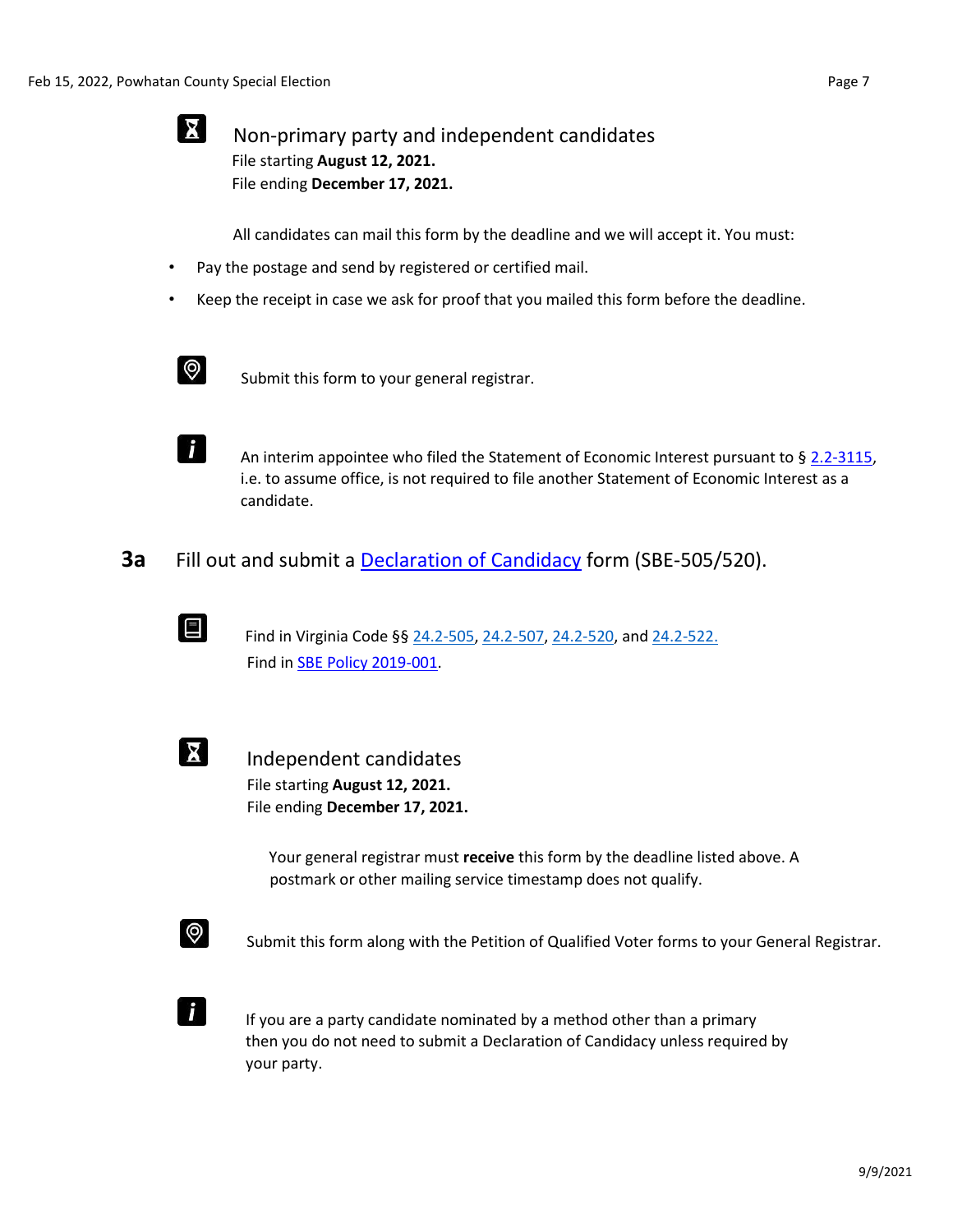### Non-primary party and independent candidates

File starting **August 12, 2021.**
File ending **December 17, 2021.**

All candidates can mail this form by the deadline and we will accept it. You must:

- Pay the postage and send by registered or certified mail.
- Keep the receipt in case we ask for proof that you mailed this form before the deadline.

Submit this form to your general registrar.

An interim appointee who filed the Statement of Economic Interest pursuant to § 2.2-3115, i.e. to assume office, is not required to file another Statement of Economic Interest as a candidate.

## 3a Fill out and submit a Declaration of Candidacy form (SBE-505/520).

Find in Virginia Code §§ 24.2-505, 24.2-507, 24.2-520, and 24.2-522.
Find in SBE Policy 2019-001.

### Independent candidates

File starting **August 12, 2021.**
File ending **December 17, 2021.**

Your general registrar must **receive** this form by the deadline listed above. A postmark or other mailing service timestamp does not qualify.

Submit this form along with the Petition of Qualified Voter forms to your General Registrar.

If you are a party candidate nominated by a method other than a primary then you do not need to submit a Declaration of Candidacy unless required by your party.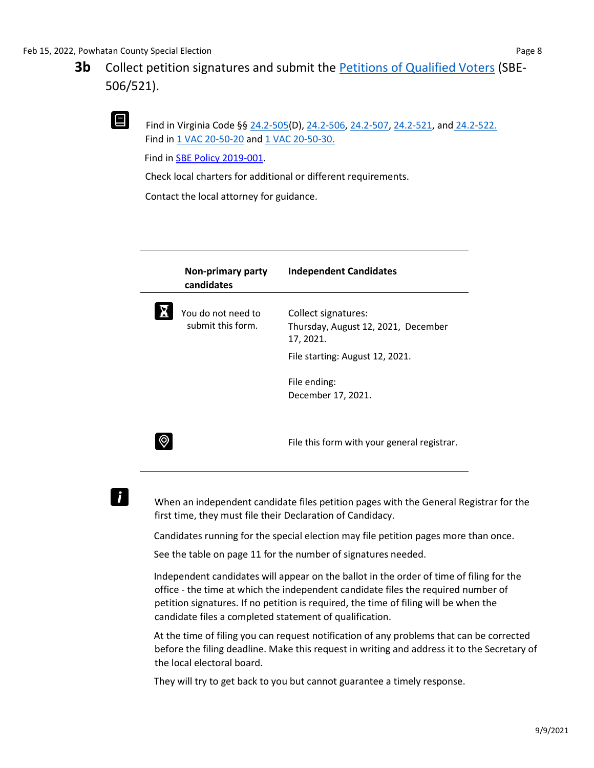## 3b Collect petition signatures and submit the Petitions of Qualified Voters (SBE-506/521).

Find in Virginia Code §§ 24.2-505(D), 24.2-506, 24.2-507, 24.2-521, and 24.2-522.
Find in 1 VAC 20-50-20 and 1 VAC 20-50-30.

Find in SBE Policy 2019-001.

Check local charters for additional or different requirements.

Contact the local attorney for guidance.

| | Non-primary party candidates | Independent Candidates |
|---|---|---|
| | You do not need to submit this form. | Collect signatures: Thursday, August 12, 2021, December 17, 2021.<br><br>File starting: August 12, 2021.<br><br>File ending: December 17, 2021. |
| | | File this form with your general registrar. |

When an independent candidate files petition pages with the General Registrar for the first time, they must file their Declaration of Candidacy.

Candidates running for the special election may file petition pages more than once.

See the table on page 11 for the number of signatures needed.

Independent candidates will appear on the ballot in the order of time of filing for the office - the time at which the independent candidate files the required number of petition signatures. If no petition is required, the time of filing will be when the candidate files a completed statement of qualification.

At the time of filing you can request notification of any problems that can be corrected before the filing deadline. Make this request in writing and address it to the Secretary of the local electoral board.

They will try to get back to you but cannot guarantee a timely response.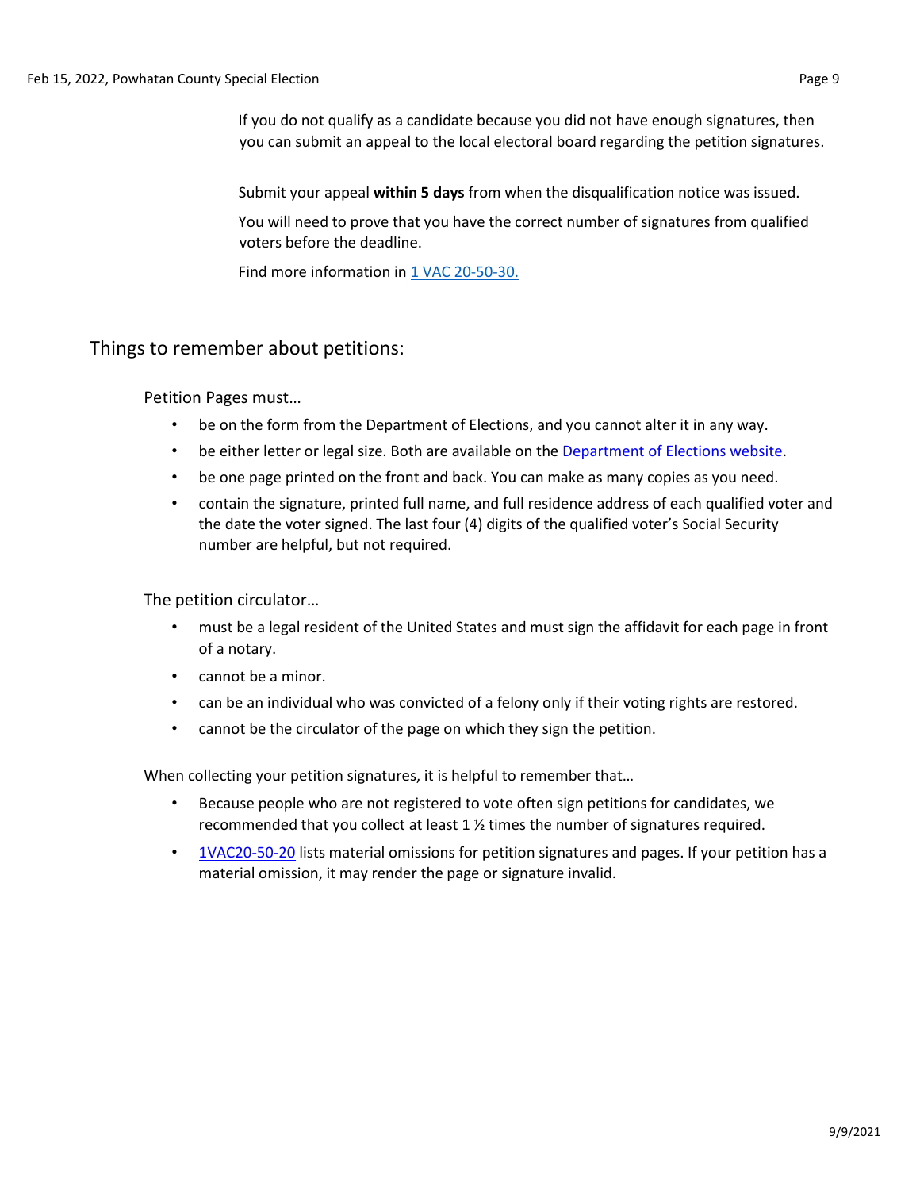If you do not qualify as a candidate because you did not have enough signatures, then you can submit an appeal to the local electoral board regarding the petition signatures.

Submit your appeal **within 5 days** from when the disqualification notice was issued.

You will need to prove that you have the correct number of signatures from qualified voters before the deadline.

Find more information in 1 VAC 20-50-30.

## Things to remember about petitions:

Petition Pages must…

- be on the form from the Department of Elections, and you cannot alter it in any way.
- be either letter or legal size. Both are available on the Department of Elections website.
- be one page printed on the front and back. You can make as many copies as you need.
- contain the signature, printed full name, and full residence address of each qualified voter and the date the voter signed. The last four (4) digits of the qualified voter's Social Security number are helpful, but not required.

The petition circulator…

- must be a legal resident of the United States and must sign the affidavit for each page in front of a notary.
- cannot be a minor.
- can be an individual who was convicted of a felony only if their voting rights are restored.
- cannot be the circulator of the page on which they sign the petition.

When collecting your petition signatures, it is helpful to remember that…

- Because people who are not registered to vote often sign petitions for candidates, we recommended that you collect at least 1 ½ times the number of signatures required.
- 1VAC20-50-20 lists material omissions for petition signatures and pages. If your petition has a material omission, it may render the page or signature invalid.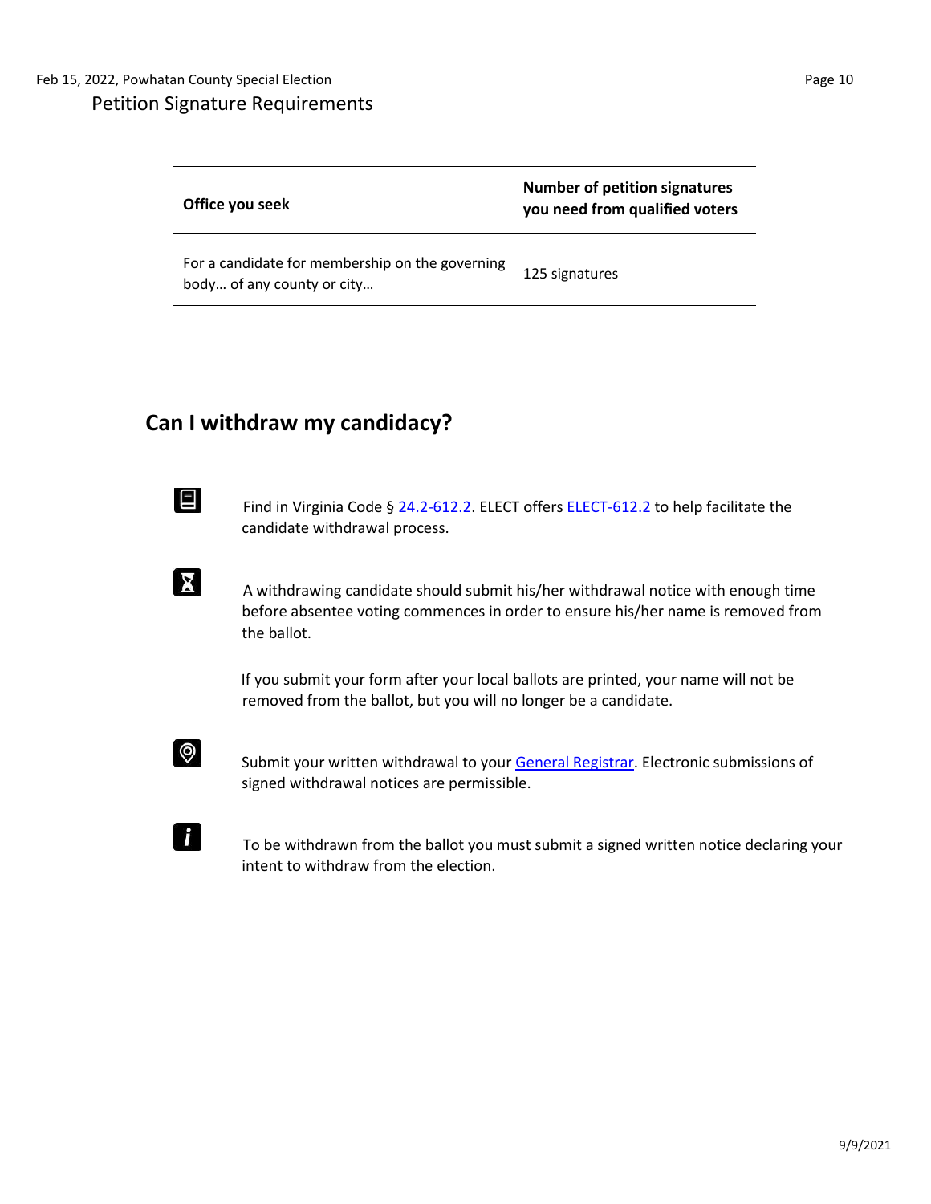Petition Signature Requirements

| Office you seek | Number of petition signatures you need from qualified voters |
| --- | --- |
| For a candidate for membership on the governing body… of any county or city… | 125 signatures |

## Can I withdraw my candidacy?

Find in Virginia Code § 24.2-612.2. ELECT offers ELECT-612.2 to help facilitate the candidate withdrawal process.

A withdrawing candidate should submit his/her withdrawal notice with enough time before absentee voting commences in order to ensure his/her name is removed from the ballot.

If you submit your form after your local ballots are printed, your name will not be removed from the ballot, but you will no longer be a candidate.

Submit your written withdrawal to your General Registrar. Electronic submissions of signed withdrawal notices are permissible.

To be withdrawn from the ballot you must submit a signed written notice declaring your intent to withdraw from the election.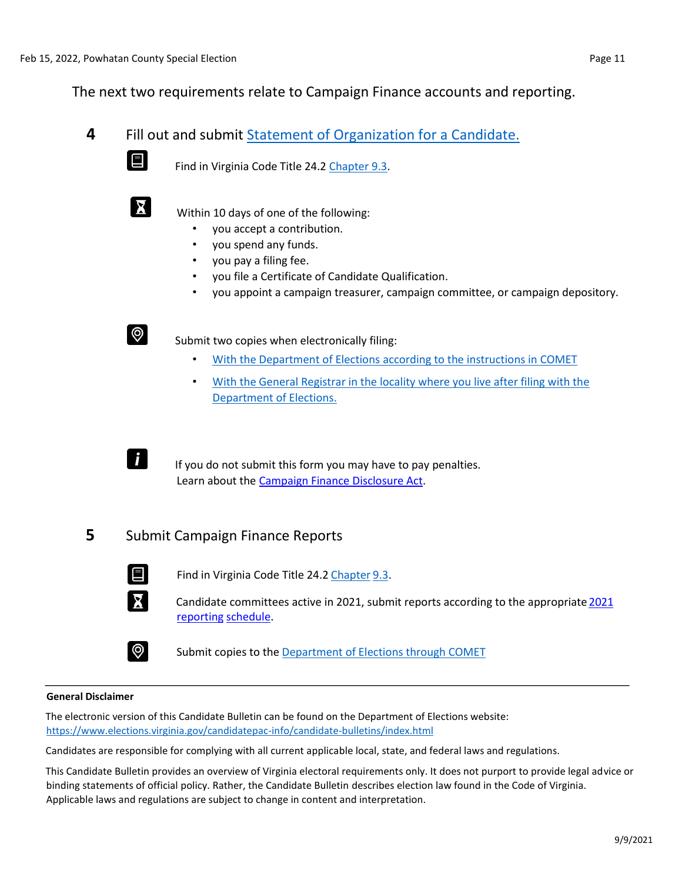The next two requirements relate to Campaign Finance accounts and reporting.

## 4 Fill out and submit Statement of Organization for a Candidate.

Find in Virginia Code Title 24.2 Chapter 9.3.

Within 10 days of one of the following:

- you accept a contribution.
- you spend any funds.
- you pay a filing fee.
- you file a Certificate of Candidate Qualification.
- you appoint a campaign treasurer, campaign committee, or campaign depository.

Submit two copies when electronically filing:

- With the Department of Elections according to the instructions in COMET
- With the General Registrar in the locality where you live after filing with the Department of Elections.

If you do not submit this form you may have to pay penalties.
Learn about the Campaign Finance Disclosure Act.

## 5 Submit Campaign Finance Reports

Find in Virginia Code Title 24.2 Chapter 9.3.

Candidate committees active in 2021, submit reports according to the appropriate 2021 reporting schedule.

Submit copies to the Department of Elections through COMET

---

**General Disclaimer**

The electronic version of this Candidate Bulletin can be found on the Department of Elections website: https://www.elections.virginia.gov/candidatepac-info/candidate-bulletins/index.html

Candidates are responsible for complying with all current applicable local, state, and federal laws and regulations.

This Candidate Bulletin provides an overview of Virginia electoral requirements only. It does not purport to provide legal advice or binding statements of official policy. Rather, the Candidate Bulletin describes election law found in the Code of Virginia. Applicable laws and regulations are subject to change in content and interpretation.

9/9/2021